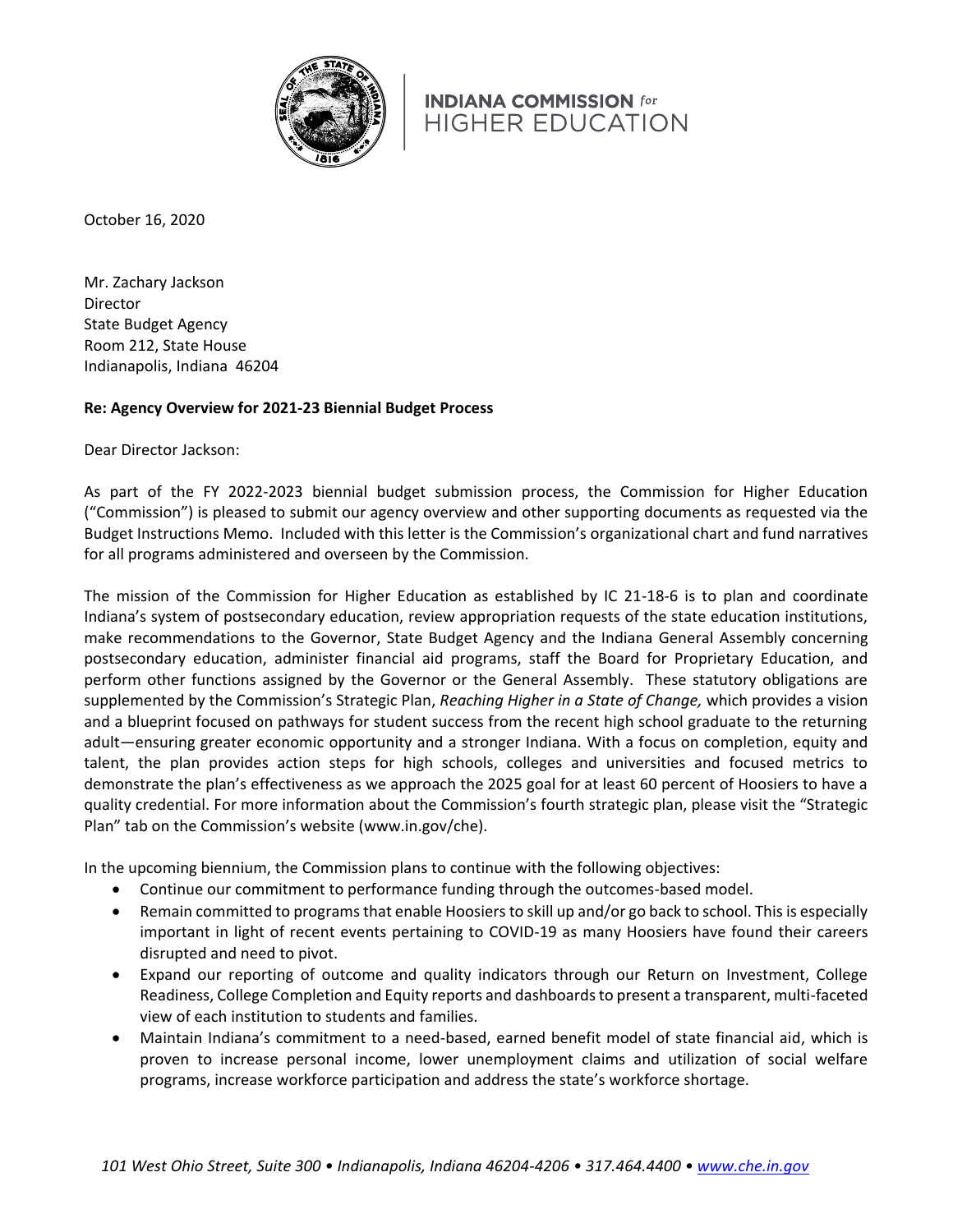INDIANA COMMISSION for HIGHER EDUCATION

October 16, 2020

Mr. Zachary Jackson
Director
State Budget Agency
Room 212, State House
Indianapolis, Indiana 46204

**Re: Agency Overview for 2021-23 Biennial Budget Process**

Dear Director Jackson:

As part of the FY 2022-2023 biennial budget submission process, the Commission for Higher Education ("Commission") is pleased to submit our agency overview and other supporting documents as requested via the Budget Instructions Memo. Included with this letter is the Commission's organizational chart and fund narratives for all programs administered and overseen by the Commission.

The mission of the Commission for Higher Education as established by IC 21-18-6 is to plan and coordinate Indiana's system of postsecondary education, review appropriation requests of the state education institutions, make recommendations to the Governor, State Budget Agency and the Indiana General Assembly concerning postsecondary education, administer financial aid programs, staff the Board for Proprietary Education, and perform other functions assigned by the Governor or the General Assembly. These statutory obligations are supplemented by the Commission's Strategic Plan, *Reaching Higher in a State of Change,* which provides a vision and a blueprint focused on pathways for student success from the recent high school graduate to the returning adult—ensuring greater economic opportunity and a stronger Indiana. With a focus on completion, equity and talent, the plan provides action steps for high schools, colleges and universities and focused metrics to demonstrate the plan's effectiveness as we approach the 2025 goal for at least 60 percent of Hoosiers to have a quality credential. For more information about the Commission's fourth strategic plan, please visit the "Strategic Plan" tab on the Commission's website (www.in.gov/che).

In the upcoming biennium, the Commission plans to continue with the following objectives:

- Continue our commitment to performance funding through the outcomes-based model.
- Remain committed to programs that enable Hoosiers to skill up and/or go back to school. This is especially important in light of recent events pertaining to COVID-19 as many Hoosiers have found their careers disrupted and need to pivot.
- Expand our reporting of outcome and quality indicators through our Return on Investment, College Readiness, College Completion and Equity reports and dashboards to present a transparent, multi-faceted view of each institution to students and families.
- Maintain Indiana's commitment to a need-based, earned benefit model of state financial aid, which is proven to increase personal income, lower unemployment claims and utilization of social welfare programs, increase workforce participation and address the state's workforce shortage.

*101 West Ohio Street, Suite 300 • Indianapolis, Indiana 46204-4206 • 317.464.4400 • www.che.in.gov*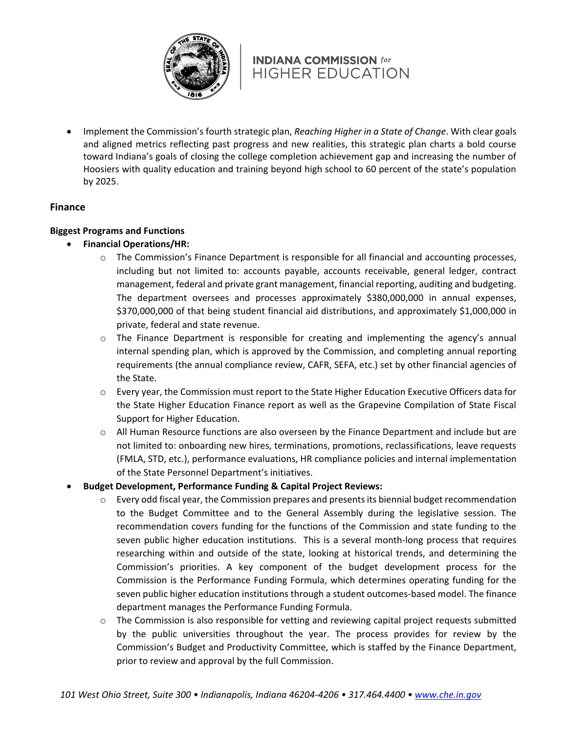- Implement the Commission's fourth strategic plan, *Reaching Higher in a State of Change*. With clear goals and aligned metrics reflecting past progress and new realities, this strategic plan charts a bold course toward Indiana's goals of closing the college completion achievement gap and increasing the number of Hoosiers with quality education and training beyond high school to 60 percent of the state's population by 2025.

## Finance

**Biggest Programs and Functions**

- **Financial Operations/HR:**
  - The Commission's Finance Department is responsible for all financial and accounting processes, including but not limited to: accounts payable, accounts receivable, general ledger, contract management, federal and private grant management, financial reporting, auditing and budgeting. The department oversees and processes approximately $380,000,000 in annual expenses, $370,000,000 of that being student financial aid distributions, and approximately $1,000,000 in private, federal and state revenue.
  - The Finance Department is responsible for creating and implementing the agency's annual internal spending plan, which is approved by the Commission, and completing annual reporting requirements (the annual compliance review, CAFR, SEFA, etc.) set by other financial agencies of the State.
  - Every year, the Commission must report to the State Higher Education Executive Officers data for the State Higher Education Finance report as well as the Grapevine Compilation of State Fiscal Support for Higher Education.
  - All Human Resource functions are also overseen by the Finance Department and include but are not limited to: onboarding new hires, terminations, promotions, reclassifications, leave requests (FMLA, STD, etc.), performance evaluations, HR compliance policies and internal implementation of the State Personnel Department's initiatives.
- **Budget Development, Performance Funding & Capital Project Reviews:**
  - Every odd fiscal year, the Commission prepares and presents its biennial budget recommendation to the Budget Committee and to the General Assembly during the legislative session. The recommendation covers funding for the functions of the Commission and state funding to the seven public higher education institutions. This is a several month-long process that requires researching within and outside of the state, looking at historical trends, and determining the Commission's priorities. A key component of the budget development process for the Commission is the Performance Funding Formula, which determines operating funding for the seven public higher education institutions through a student outcomes-based model. The finance department manages the Performance Funding Formula.
  - The Commission is also responsible for vetting and reviewing capital project requests submitted by the public universities throughout the year. The process provides for review by the Commission's Budget and Productivity Committee, which is staffed by the Finance Department, prior to review and approval by the full Commission.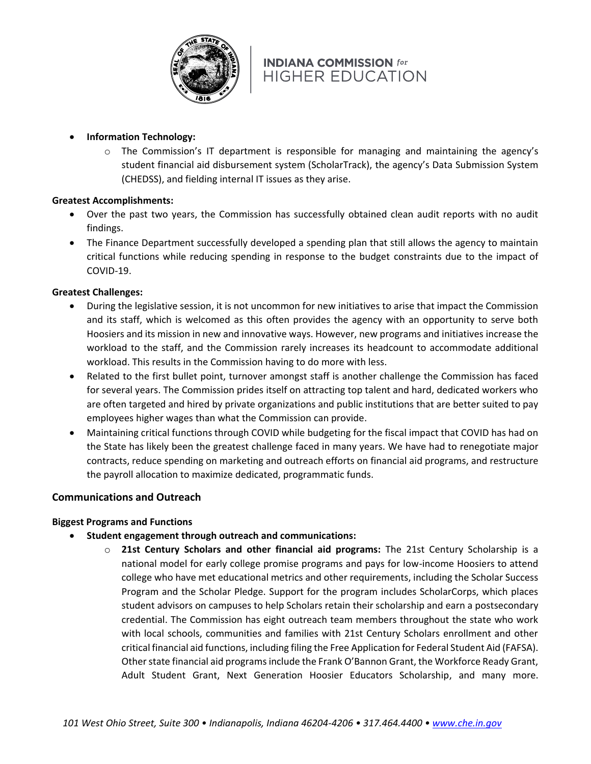- **Information Technology:**
  - The Commission's IT department is responsible for managing and maintaining the agency's student financial aid disbursement system (ScholarTrack), the agency's Data Submission System (CHEDSS), and fielding internal IT issues as they arise.

**Greatest Accomplishments:**

- Over the past two years, the Commission has successfully obtained clean audit reports with no audit findings.
- The Finance Department successfully developed a spending plan that still allows the agency to maintain critical functions while reducing spending in response to the budget constraints due to the impact of COVID-19.

**Greatest Challenges:**

- During the legislative session, it is not uncommon for new initiatives to arise that impact the Commission and its staff, which is welcomed as this often provides the agency with an opportunity to serve both Hoosiers and its mission in new and innovative ways. However, new programs and initiatives increase the workload to the staff, and the Commission rarely increases its headcount to accommodate additional workload. This results in the Commission having to do more with less.
- Related to the first bullet point, turnover amongst staff is another challenge the Commission has faced for several years. The Commission prides itself on attracting top talent and hard, dedicated workers who are often targeted and hired by private organizations and public institutions that are better suited to pay employees higher wages than what the Commission can provide.
- Maintaining critical functions through COVID while budgeting for the fiscal impact that COVID has had on the State has likely been the greatest challenge faced in many years. We have had to renegotiate major contracts, reduce spending on marketing and outreach efforts on financial aid programs, and restructure the payroll allocation to maximize dedicated, programmatic funds.

## Communications and Outreach

**Biggest Programs and Functions**

- **Student engagement through outreach and communications:**
  - **21st Century Scholars and other financial aid programs:** The 21st Century Scholarship is a national model for early college promise programs and pays for low-income Hoosiers to attend college who have met educational metrics and other requirements, including the Scholar Success Program and the Scholar Pledge. Support for the program includes ScholarCorps, which places student advisors on campuses to help Scholars retain their scholarship and earn a postsecondary credential. The Commission has eight outreach team members throughout the state who work with local schools, communities and families with 21st Century Scholars enrollment and other critical financial aid functions, including filing the Free Application for Federal Student Aid (FAFSA). Other state financial aid programs include the Frank O'Bannon Grant, the Workforce Ready Grant, Adult Student Grant, Next Generation Hoosier Educators Scholarship, and many more.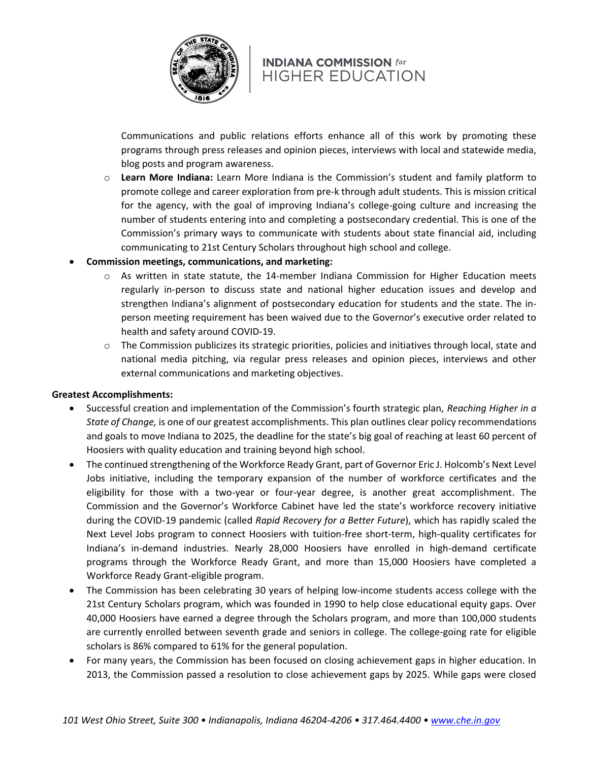Communications and public relations efforts enhance all of this work by promoting these programs through press releases and opinion pieces, interviews with local and statewide media, blog posts and program awareness.

- **Learn More Indiana:** Learn More Indiana is the Commission's student and family platform to promote college and career exploration from pre-k through adult students. This is mission critical for the agency, with the goal of improving Indiana's college-going culture and increasing the number of students entering into and completing a postsecondary credential. This is one of the Commission's primary ways to communicate with students about state financial aid, including communicating to 21st Century Scholars throughout high school and college.

- **Commission meetings, communications, and marketing:**
  - As written in state statute, the 14-member Indiana Commission for Higher Education meets regularly in-person to discuss state and national higher education issues and develop and strengthen Indiana's alignment of postsecondary education for students and the state. The in-person meeting requirement has been waived due to the Governor's executive order related to health and safety around COVID-19.
  - The Commission publicizes its strategic priorities, policies and initiatives through local, state and national media pitching, via regular press releases and opinion pieces, interviews and other external communications and marketing objectives.

**Greatest Accomplishments:**

- Successful creation and implementation of the Commission's fourth strategic plan, *Reaching Higher in a State of Change,* is one of our greatest accomplishments. This plan outlines clear policy recommendations and goals to move Indiana to 2025, the deadline for the state's big goal of reaching at least 60 percent of Hoosiers with quality education and training beyond high school.
- The continued strengthening of the Workforce Ready Grant, part of Governor Eric J. Holcomb's Next Level Jobs initiative, including the temporary expansion of the number of workforce certificates and the eligibility for those with a two-year or four-year degree, is another great accomplishment. The Commission and the Governor's Workforce Cabinet have led the state's workforce recovery initiative during the COVID-19 pandemic (called *Rapid Recovery for a Better Future*), which has rapidly scaled the Next Level Jobs program to connect Hoosiers with tuition-free short-term, high-quality certificates for Indiana's in-demand industries. Nearly 28,000 Hoosiers have enrolled in high-demand certificate programs through the Workforce Ready Grant, and more than 15,000 Hoosiers have completed a Workforce Ready Grant-eligible program.
- The Commission has been celebrating 30 years of helping low-income students access college with the 21st Century Scholars program, which was founded in 1990 to help close educational equity gaps. Over 40,000 Hoosiers have earned a degree through the Scholars program, and more than 100,000 students are currently enrolled between seventh grade and seniors in college. The college-going rate for eligible scholars is 86% compared to 61% for the general population.
- For many years, the Commission has been focused on closing achievement gaps in higher education. In 2013, the Commission passed a resolution to close achievement gaps by 2025. While gaps were closed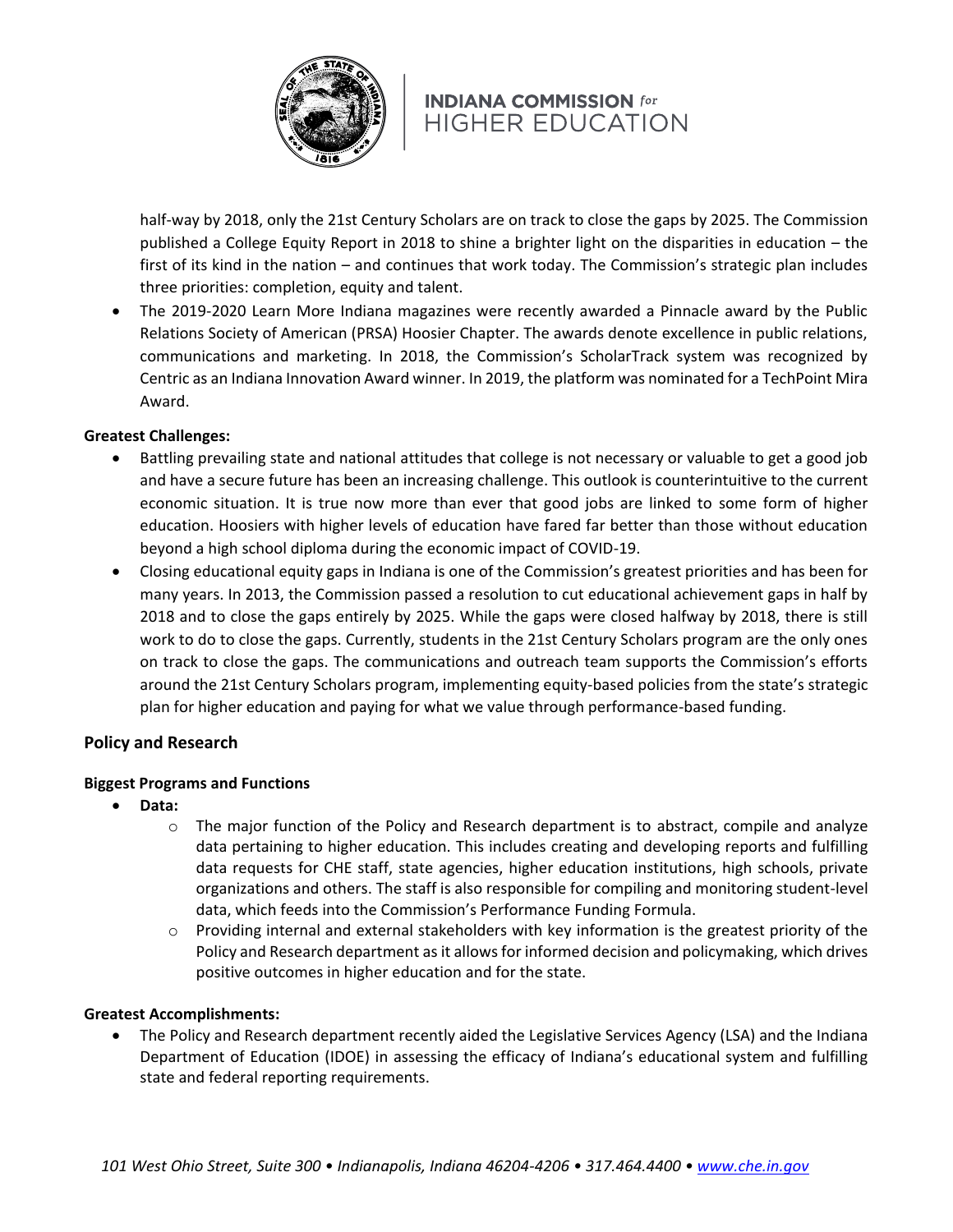half-way by 2018, only the 21st Century Scholars are on track to close the gaps by 2025. The Commission published a College Equity Report in 2018 to shine a brighter light on the disparities in education – the first of its kind in the nation – and continues that work today. The Commission's strategic plan includes three priorities: completion, equity and talent.

- The 2019-2020 Learn More Indiana magazines were recently awarded a Pinnacle award by the Public Relations Society of American (PRSA) Hoosier Chapter. The awards denote excellence in public relations, communications and marketing. In 2018, the Commission's ScholarTrack system was recognized by Centric as an Indiana Innovation Award winner. In 2019, the platform was nominated for a TechPoint Mira Award.

**Greatest Challenges:**

- Battling prevailing state and national attitudes that college is not necessary or valuable to get a good job and have a secure future has been an increasing challenge. This outlook is counterintuitive to the current economic situation. It is true now more than ever that good jobs are linked to some form of higher education. Hoosiers with higher levels of education have fared far better than those without education beyond a high school diploma during the economic impact of COVID-19.
- Closing educational equity gaps in Indiana is one of the Commission's greatest priorities and has been for many years. In 2013, the Commission passed a resolution to cut educational achievement gaps in half by 2018 and to close the gaps entirely by 2025. While the gaps were closed halfway by 2018, there is still work to do to close the gaps. Currently, students in the 21st Century Scholars program are the only ones on track to close the gaps. The communications and outreach team supports the Commission's efforts around the 21st Century Scholars program, implementing equity-based policies from the state's strategic plan for higher education and paying for what we value through performance-based funding.

## Policy and Research

**Biggest Programs and Functions**

- **Data:**
  - The major function of the Policy and Research department is to abstract, compile and analyze data pertaining to higher education. This includes creating and developing reports and fulfilling data requests for CHE staff, state agencies, higher education institutions, high schools, private organizations and others. The staff is also responsible for compiling and monitoring student-level data, which feeds into the Commission's Performance Funding Formula.
  - Providing internal and external stakeholders with key information is the greatest priority of the Policy and Research department as it allows for informed decision and policymaking, which drives positive outcomes in higher education and for the state.

**Greatest Accomplishments:**

- The Policy and Research department recently aided the Legislative Services Agency (LSA) and the Indiana Department of Education (IDOE) in assessing the efficacy of Indiana's educational system and fulfilling state and federal reporting requirements.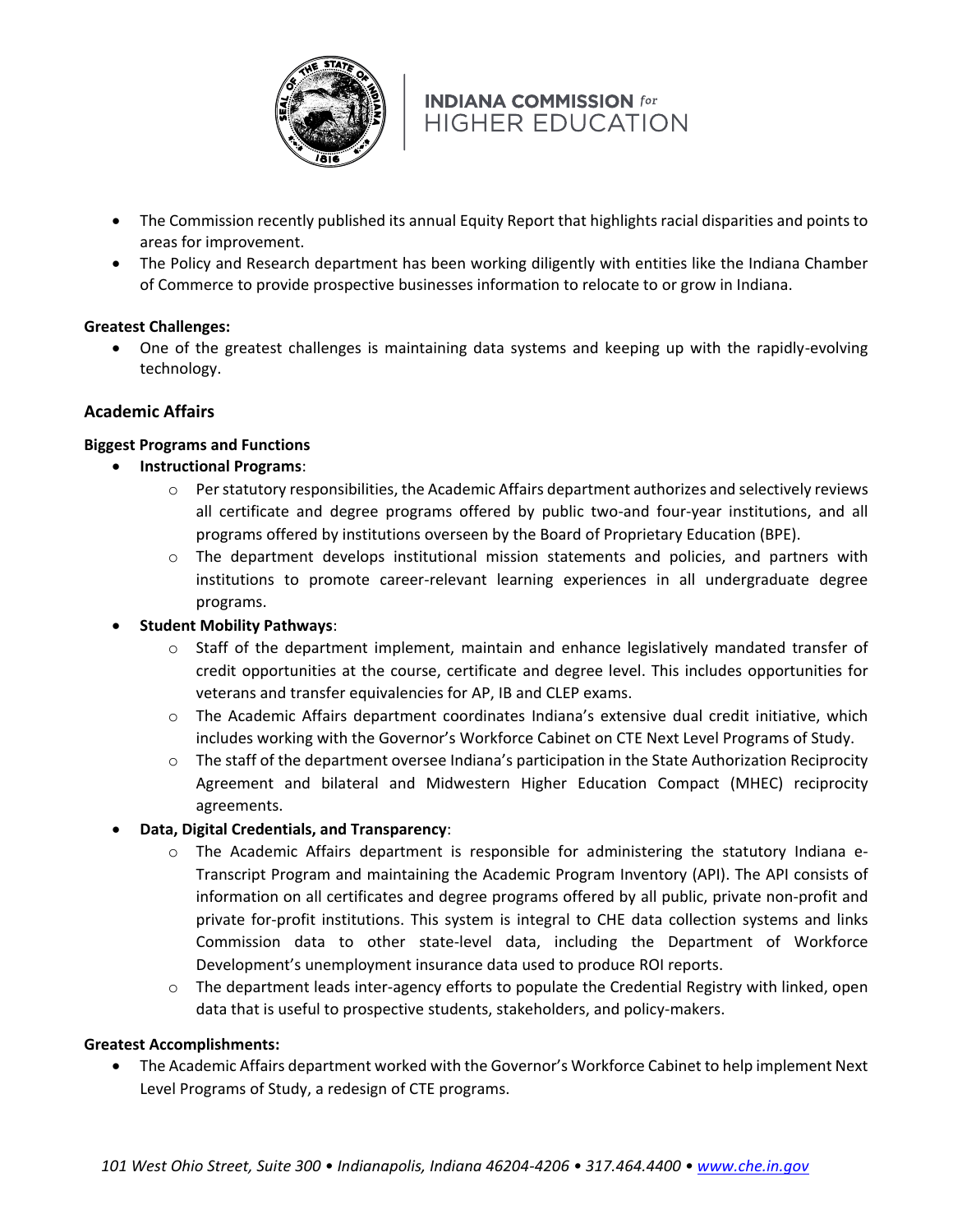- The Commission recently published its annual Equity Report that highlights racial disparities and points to areas for improvement.
- The Policy and Research department has been working diligently with entities like the Indiana Chamber of Commerce to provide prospective businesses information to relocate to or grow in Indiana.

**Greatest Challenges:**

- One of the greatest challenges is maintaining data systems and keeping up with the rapidly-evolving technology.

## Academic Affairs

**Biggest Programs and Functions**

- **Instructional Programs**:
  - Per statutory responsibilities, the Academic Affairs department authorizes and selectively reviews all certificate and degree programs offered by public two-and four-year institutions, and all programs offered by institutions overseen by the Board of Proprietary Education (BPE).
  - The department develops institutional mission statements and policies, and partners with institutions to promote career-relevant learning experiences in all undergraduate degree programs.
- **Student Mobility Pathways**:
  - Staff of the department implement, maintain and enhance legislatively mandated transfer of credit opportunities at the course, certificate and degree level. This includes opportunities for veterans and transfer equivalencies for AP, IB and CLEP exams.
  - The Academic Affairs department coordinates Indiana's extensive dual credit initiative, which includes working with the Governor's Workforce Cabinet on CTE Next Level Programs of Study.
  - The staff of the department oversee Indiana's participation in the State Authorization Reciprocity Agreement and bilateral and Midwestern Higher Education Compact (MHEC) reciprocity agreements.
- **Data, Digital Credentials, and Transparency**:
  - The Academic Affairs department is responsible for administering the statutory Indiana e-Transcript Program and maintaining the Academic Program Inventory (API). The API consists of information on all certificates and degree programs offered by all public, private non-profit and private for-profit institutions. This system is integral to CHE data collection systems and links Commission data to other state-level data, including the Department of Workforce Development's unemployment insurance data used to produce ROI reports.
  - The department leads inter-agency efforts to populate the Credential Registry with linked, open data that is useful to prospective students, stakeholders, and policy-makers.

**Greatest Accomplishments:**

- The Academic Affairs department worked with the Governor's Workforce Cabinet to help implement Next Level Programs of Study, a redesign of CTE programs.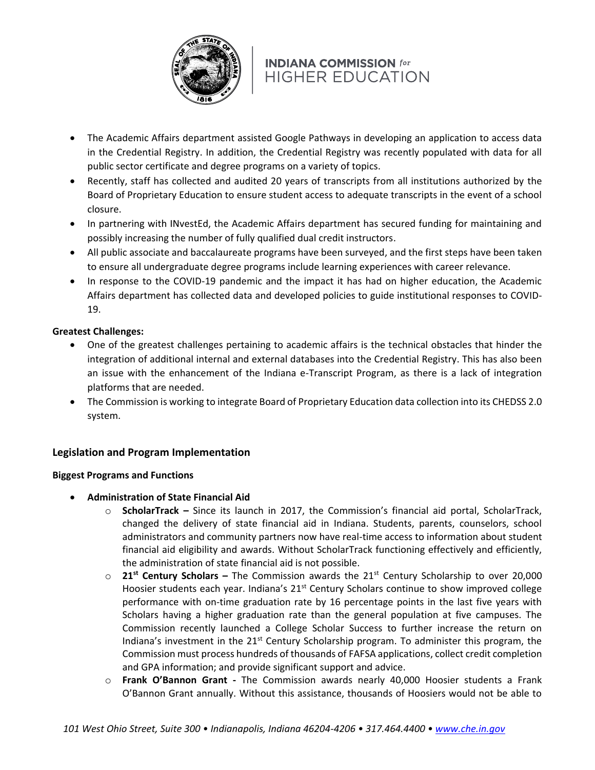- The Academic Affairs department assisted Google Pathways in developing an application to access data in the Credential Registry. In addition, the Credential Registry was recently populated with data for all public sector certificate and degree programs on a variety of topics.
- Recently, staff has collected and audited 20 years of transcripts from all institutions authorized by the Board of Proprietary Education to ensure student access to adequate transcripts in the event of a school closure.
- In partnering with INvestEd, the Academic Affairs department has secured funding for maintaining and possibly increasing the number of fully qualified dual credit instructors.
- All public associate and baccalaureate programs have been surveyed, and the first steps have been taken to ensure all undergraduate degree programs include learning experiences with career relevance.
- In response to the COVID-19 pandemic and the impact it has had on higher education, the Academic Affairs department has collected data and developed policies to guide institutional responses to COVID-19.

**Greatest Challenges:**

- One of the greatest challenges pertaining to academic affairs is the technical obstacles that hinder the integration of additional internal and external databases into the Credential Registry. This has also been an issue with the enhancement of the Indiana e-Transcript Program, as there is a lack of integration platforms that are needed.
- The Commission is working to integrate Board of Proprietary Education data collection into its CHEDSS 2.0 system.

## Legislation and Program Implementation

**Biggest Programs and Functions**

- **Administration of State Financial Aid**
  - **ScholarTrack –** Since its launch in 2017, the Commission's financial aid portal, ScholarTrack, changed the delivery of state financial aid in Indiana. Students, parents, counselors, school administrators and community partners now have real-time access to information about student financial aid eligibility and awards. Without ScholarTrack functioning effectively and efficiently, the administration of state financial aid is not possible.
  - **21st Century Scholars –** The Commission awards the 21st Century Scholarship to over 20,000 Hoosier students each year. Indiana's 21st Century Scholars continue to show improved college performance with on-time graduation rate by 16 percentage points in the last five years with Scholars having a higher graduation rate than the general population at five campuses. The Commission recently launched a College Scholar Success to further increase the return on Indiana's investment in the 21st Century Scholarship program. To administer this program, the Commission must process hundreds of thousands of FAFSA applications, collect credit completion and GPA information; and provide significant support and advice.
  - **Frank O'Bannon Grant -** The Commission awards nearly 40,000 Hoosier students a Frank O'Bannon Grant annually. Without this assistance, thousands of Hoosiers would not be able to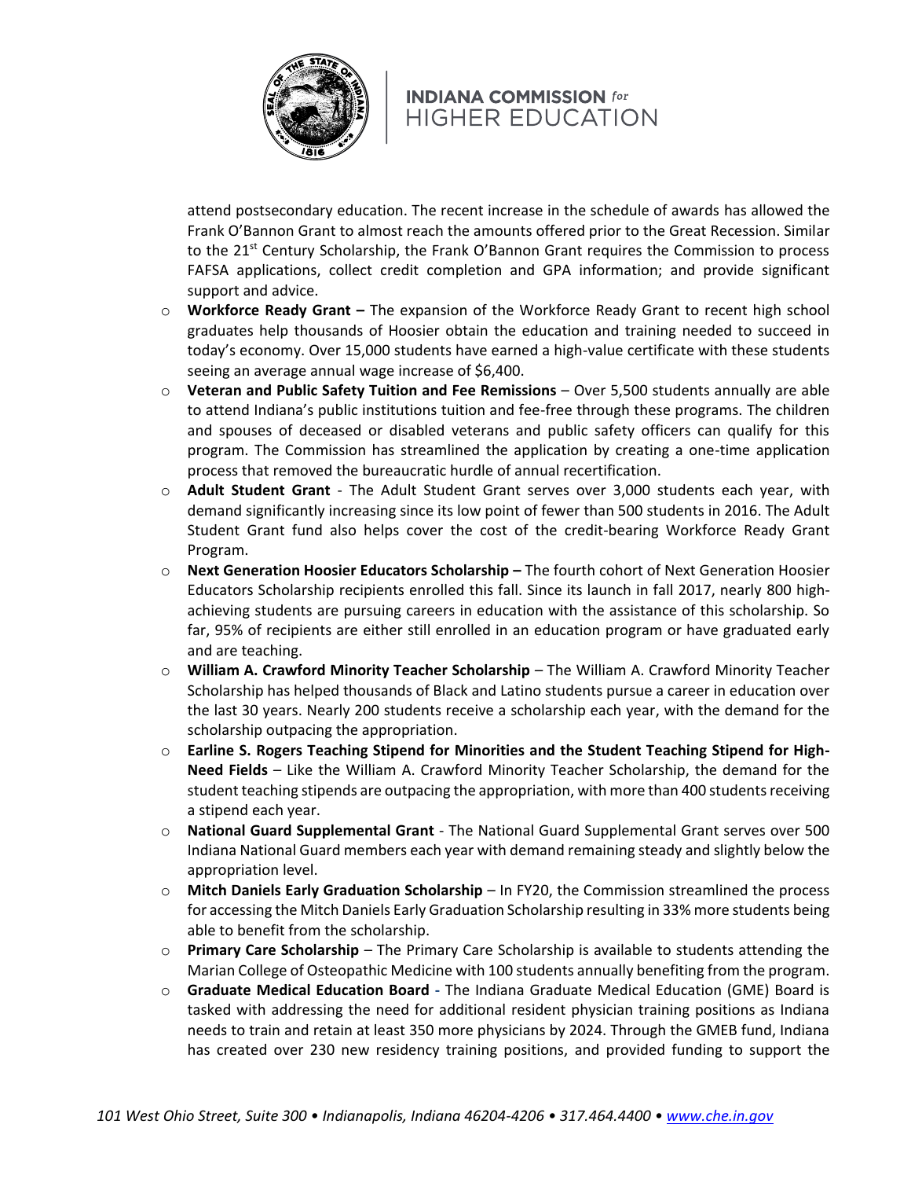attend postsecondary education. The recent increase in the schedule of awards has allowed the Frank O'Bannon Grant to almost reach the amounts offered prior to the Great Recession. Similar to the 21st Century Scholarship, the Frank O'Bannon Grant requires the Commission to process FAFSA applications, collect credit completion and GPA information; and provide significant support and advice.

- **Workforce Ready Grant –** The expansion of the Workforce Ready Grant to recent high school graduates help thousands of Hoosier obtain the education and training needed to succeed in today's economy. Over 15,000 students have earned a high-value certificate with these students seeing an average annual wage increase of $6,400.
- **Veteran and Public Safety Tuition and Fee Remissions** – Over 5,500 students annually are able to attend Indiana's public institutions tuition and fee-free through these programs. The children and spouses of deceased or disabled veterans and public safety officers can qualify for this program. The Commission has streamlined the application by creating a one-time application process that removed the bureaucratic hurdle of annual recertification.
- **Adult Student Grant** - The Adult Student Grant serves over 3,000 students each year, with demand significantly increasing since its low point of fewer than 500 students in 2016. The Adult Student Grant fund also helps cover the cost of the credit-bearing Workforce Ready Grant Program.
- **Next Generation Hoosier Educators Scholarship –** The fourth cohort of Next Generation Hoosier Educators Scholarship recipients enrolled this fall. Since its launch in fall 2017, nearly 800 high-achieving students are pursuing careers in education with the assistance of this scholarship. So far, 95% of recipients are either still enrolled in an education program or have graduated early and are teaching.
- **William A. Crawford Minority Teacher Scholarship** – The William A. Crawford Minority Teacher Scholarship has helped thousands of Black and Latino students pursue a career in education over the last 30 years. Nearly 200 students receive a scholarship each year, with the demand for the scholarship outpacing the appropriation.
- **Earline S. Rogers Teaching Stipend for Minorities and the Student Teaching Stipend for High-Need Fields** – Like the William A. Crawford Minority Teacher Scholarship, the demand for the student teaching stipends are outpacing the appropriation, with more than 400 students receiving a stipend each year.
- **National Guard Supplemental Grant** - The National Guard Supplemental Grant serves over 500 Indiana National Guard members each year with demand remaining steady and slightly below the appropriation level.
- **Mitch Daniels Early Graduation Scholarship** – In FY20, the Commission streamlined the process for accessing the Mitch Daniels Early Graduation Scholarship resulting in 33% more students being able to benefit from the scholarship.
- **Primary Care Scholarship** – The Primary Care Scholarship is available to students attending the Marian College of Osteopathic Medicine with 100 students annually benefiting from the program.
- **Graduate Medical Education Board** - The Indiana Graduate Medical Education (GME) Board is tasked with addressing the need for additional resident physician training positions as Indiana needs to train and retain at least 350 more physicians by 2024. Through the GMEB fund, Indiana has created over 230 new residency training positions, and provided funding to support the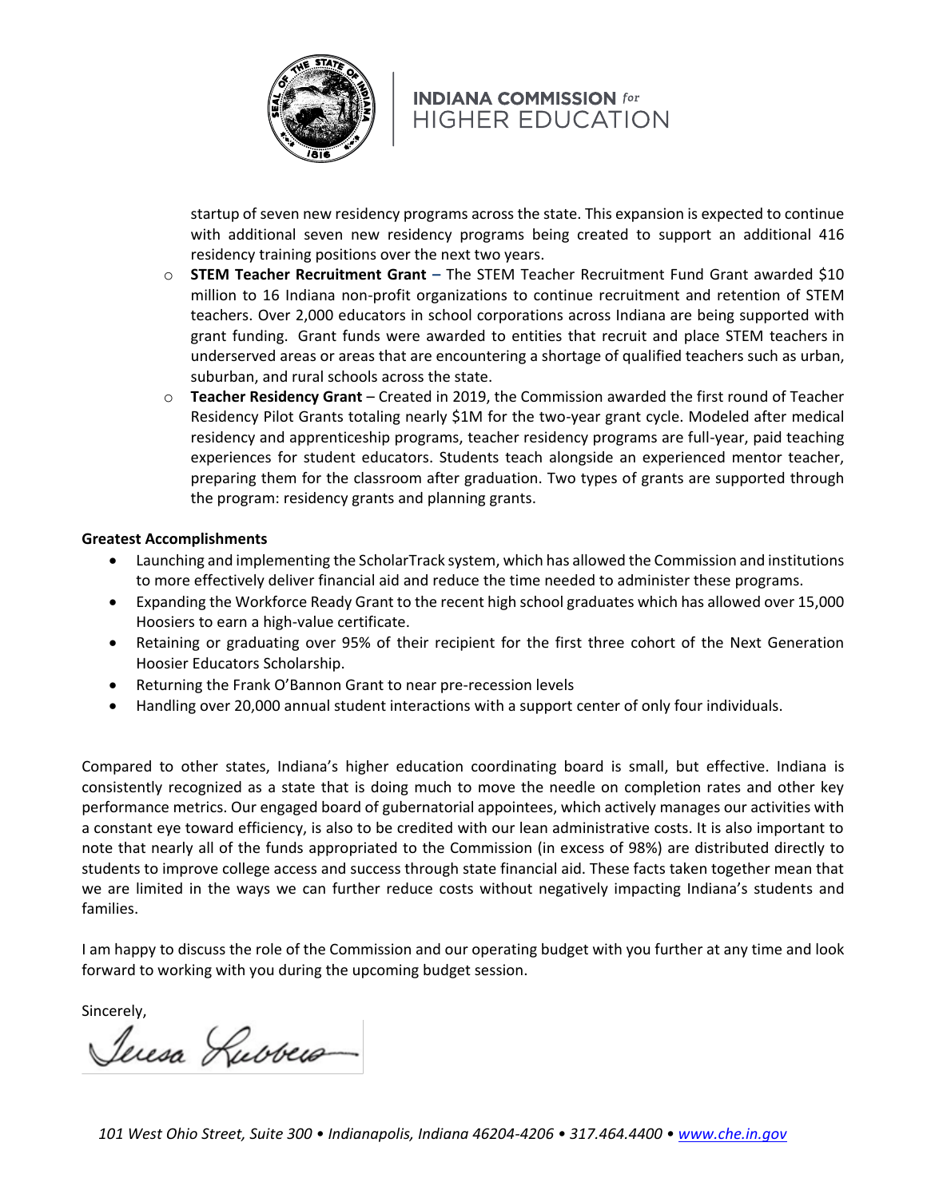startup of seven new residency programs across the state. This expansion is expected to continue with additional seven new residency programs being created to support an additional 416 residency training positions over the next two years.

- **STEM Teacher Recruitment Grant** – The STEM Teacher Recruitment Fund Grant awarded $10 million to 16 Indiana non-profit organizations to continue recruitment and retention of STEM teachers. Over 2,000 educators in school corporations across Indiana are being supported with grant funding. Grant funds were awarded to entities that recruit and place STEM teachers in underserved areas or areas that are encountering a shortage of qualified teachers such as urban, suburban, and rural schools across the state.
- **Teacher Residency Grant** – Created in 2019, the Commission awarded the first round of Teacher Residency Pilot Grants totaling nearly $1M for the two-year grant cycle. Modeled after medical residency and apprenticeship programs, teacher residency programs are full-year, paid teaching experiences for student educators. Students teach alongside an experienced mentor teacher, preparing them for the classroom after graduation. Two types of grants are supported through the program: residency grants and planning grants.

**Greatest Accomplishments**

- Launching and implementing the ScholarTrack system, which has allowed the Commission and institutions to more effectively deliver financial aid and reduce the time needed to administer these programs.
- Expanding the Workforce Ready Grant to the recent high school graduates which has allowed over 15,000 Hoosiers to earn a high-value certificate.
- Retaining or graduating over 95% of their recipient for the first three cohort of the Next Generation Hoosier Educators Scholarship.
- Returning the Frank O'Bannon Grant to near pre-recession levels
- Handling over 20,000 annual student interactions with a support center of only four individuals.

Compared to other states, Indiana's higher education coordinating board is small, but effective. Indiana is consistently recognized as a state that is doing much to move the needle on completion rates and other key performance metrics. Our engaged board of gubernatorial appointees, which actively manages our activities with a constant eye toward efficiency, is also to be credited with our lean administrative costs. It is also important to note that nearly all of the funds appropriated to the Commission (in excess of 98%) are distributed directly to students to improve college access and success through state financial aid. These facts taken together mean that we are limited in the ways we can further reduce costs without negatively impacting Indiana's students and families.

I am happy to discuss the role of the Commission and our operating budget with you further at any time and look forward to working with you during the upcoming budget session.

Sincerely,

Teresa Lubbers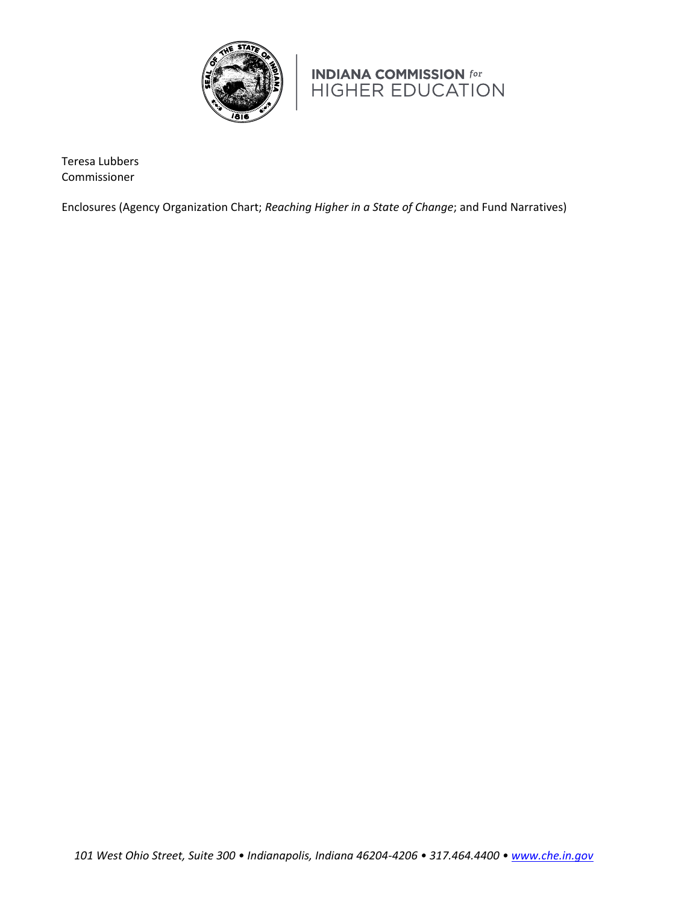INDIANA COMMISSION *for* HIGHER EDUCATION

Teresa Lubbers
Commissioner

Enclosures (Agency Organization Chart; *Reaching Higher in a State of Change*; and Fund Narratives)

*101 West Ohio Street, Suite 300 • Indianapolis, Indiana 46204-4206 • 317.464.4400 • www.che.in.gov*